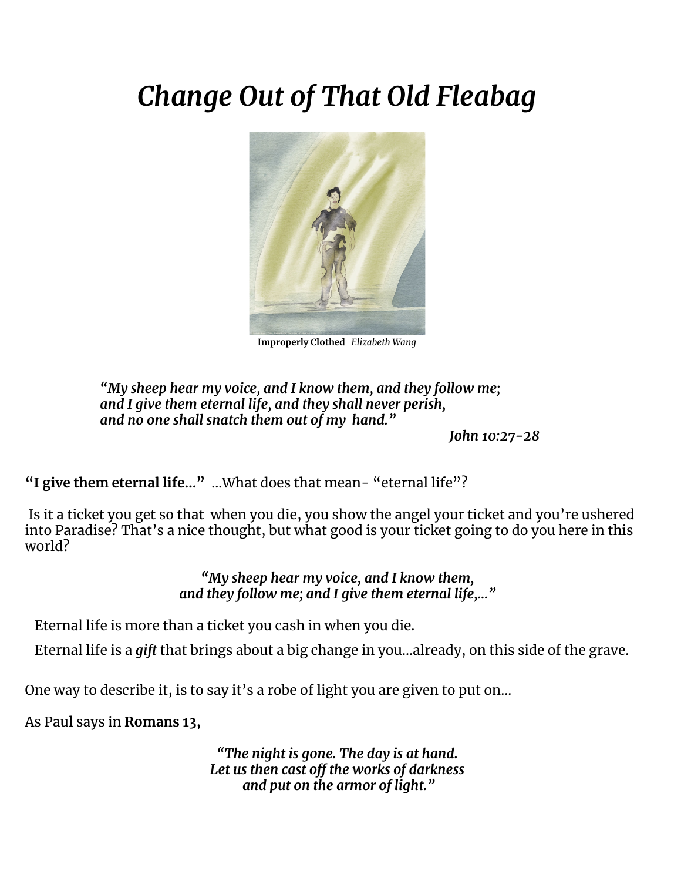# *Change Out of That Old Fleabag*

**Improperly Clothed** *Elizabeth Wang*

> ***"My sheep hear my voice, and I know them, and they follow me;***
> ***and I give them eternal life, and they shall never perish,***
> ***and no one shall snatch them out of my hand."***
>
> ***John 10:27-28***

**"I give them eternal life..."** ...What does that mean- "eternal life"?

Is it a ticket you get so that when you die, you show the angel your ticket and you're ushered into Paradise? That's a nice thought, but what good is your ticket going to do you here in this world?

> ***"My sheep hear my voice, and I know them,***
> ***and they follow me; and I give them eternal life,..."***

Eternal life is more than a ticket you cash in when you die.

Eternal life is a ***gift*** that brings about a big change in you...already, on this side of the grave.

One way to describe it, is to say it's a robe of light you are given to put on...

As Paul says in **Romans 13,**

> ***"The night is gone. The day is at hand.***
> ***Let us then cast off the works of darkness***
> ***and put on the armor of light."***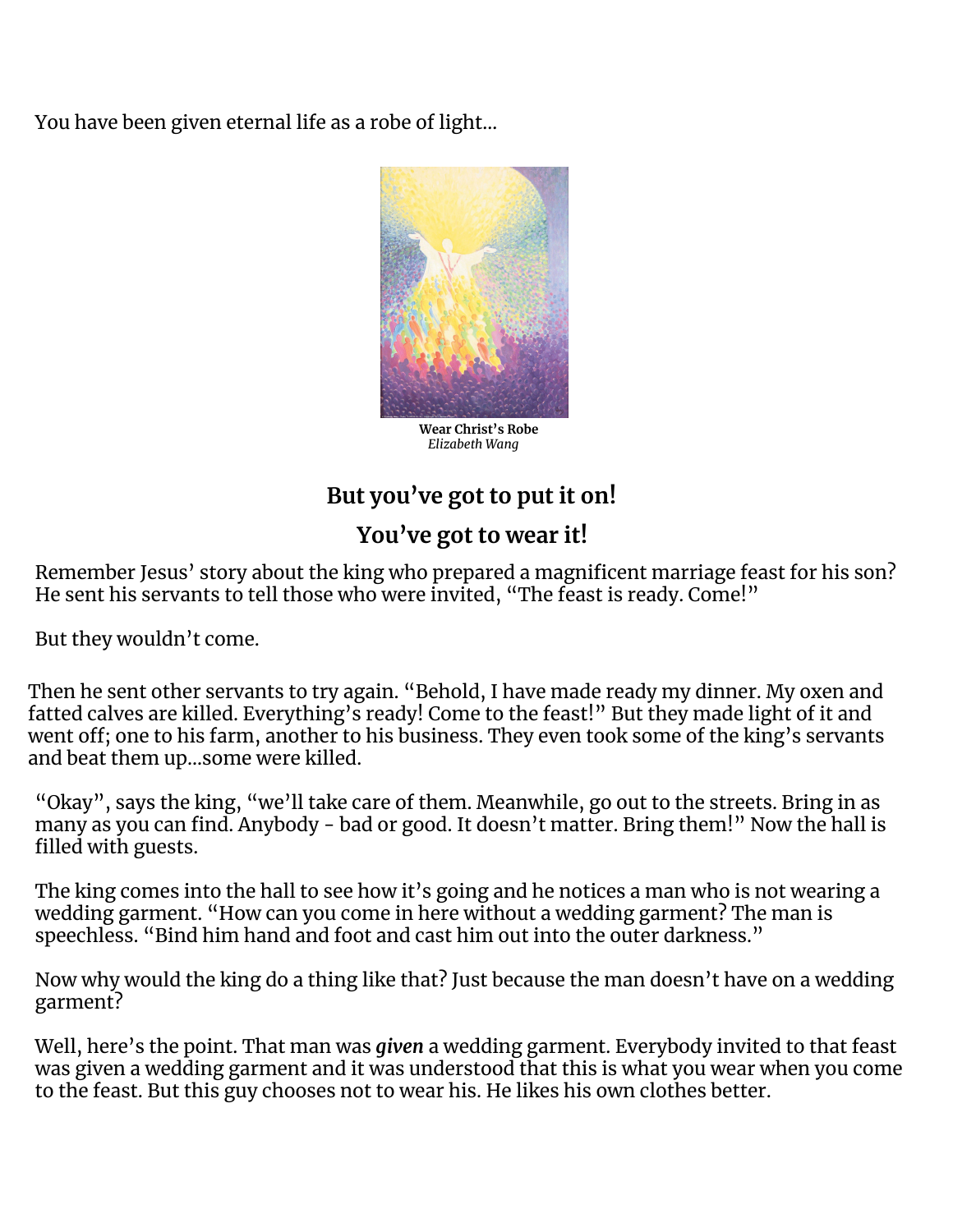You have been given eternal life as a robe of light...

**Wear Christ's Robe**
*Elizabeth Wang*

## But you've got to put it on!

## You've got to wear it!

Remember Jesus' story about the king who prepared a magnificent marriage feast for his son? He sent his servants to tell those who were invited, "The feast is ready. Come!"

But they wouldn't come.

Then he sent other servants to try again. "Behold, I have made ready my dinner. My oxen and fatted calves are killed. Everything's ready! Come to the feast!" But they made light of it and went off; one to his farm, another to his business. They even took some of the king's servants and beat them up...some were killed.

"Okay", says the king, "we'll take care of them. Meanwhile, go out to the streets. Bring in as many as you can find. Anybody - bad or good. It doesn't matter. Bring them!" Now the hall is filled with guests.

The king comes into the hall to see how it's going and he notices a man who is not wearing a wedding garment. "How can you come in here without a wedding garment? The man is speechless. "Bind him hand and foot and cast him out into the outer darkness."

Now why would the king do a thing like that? Just because the man doesn't have on a wedding garment?

Well, here's the point. That man was ***given*** a wedding garment. Everybody invited to that feast was given a wedding garment and it was understood that this is what you wear when you come to the feast. But this guy chooses not to wear his. He likes his own clothes better.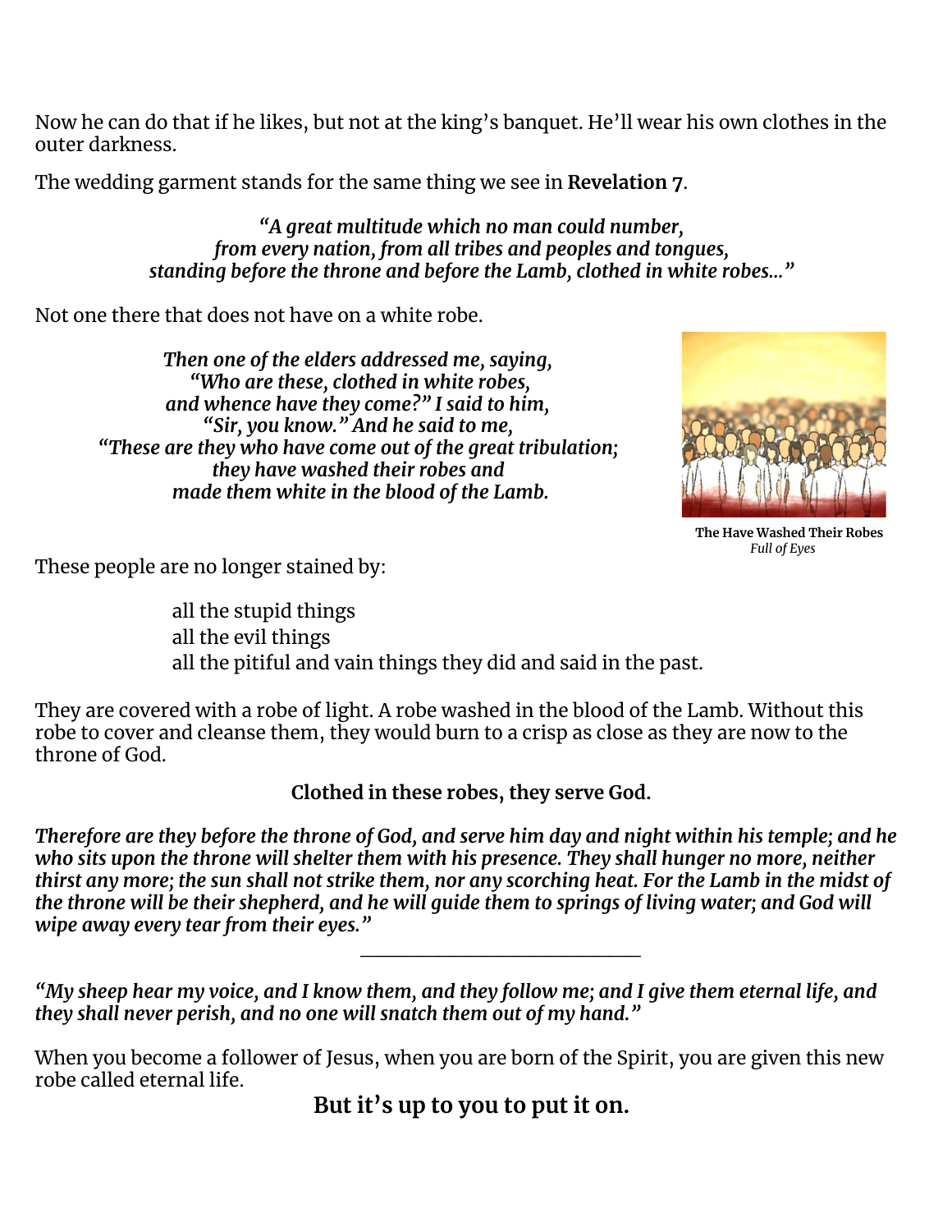Now he can do that if he likes, but not at the king's banquet. He'll wear his own clothes in the outer darkness.

The wedding garment stands for the same thing we see in **Revelation 7**.

> ***"A great multitude which no man could number,***
> ***from every nation, from all tribes and peoples and tongues,***
> ***standing before the throne and before the Lamb, clothed in white robes…"***

Not one there that does not have on a white robe.

> ***Then one of the elders addressed me, saying,***
> ***"Who are these, clothed in white robes,***
> ***and whence have they come?" I said to him,***
> ***"Sir, you know." And he said to me,***
> ***"These are they who have come out of the great tribulation;***
> ***they have washed their robes and***
> ***made them white in the blood of the Lamb.***

**The Have Washed Their Robes**
*Full of Eyes*

These people are no longer stained by:

- all the stupid things
- all the evil things
- all the pitiful and vain things they did and said in the past.

They are covered with a robe of light. A robe washed in the blood of the Lamb. Without this robe to cover and cleanse them, they would burn to a crisp as close as they are now to the throne of God.

**Clothed in these robes, they serve God.**

***Therefore are they before the throne of God, and serve him day and night within his temple; and he who sits upon the throne will shelter them with his presence. They shall hunger no more, neither thirst any more; the sun shall not strike them, nor any scorching heat. For the Lamb in the midst of the throne will be their shepherd, and he will guide them to springs of living water; and God will wipe away every tear from their eyes."***

---

***"My sheep hear my voice, and I know them, and they follow me; and I give them eternal life, and they shall never perish, and no one will snatch them out of my hand."***

When you become a follower of Jesus, when you are born of the Spirit, you are given this new robe called eternal life.

**But it's up to you to put it on.**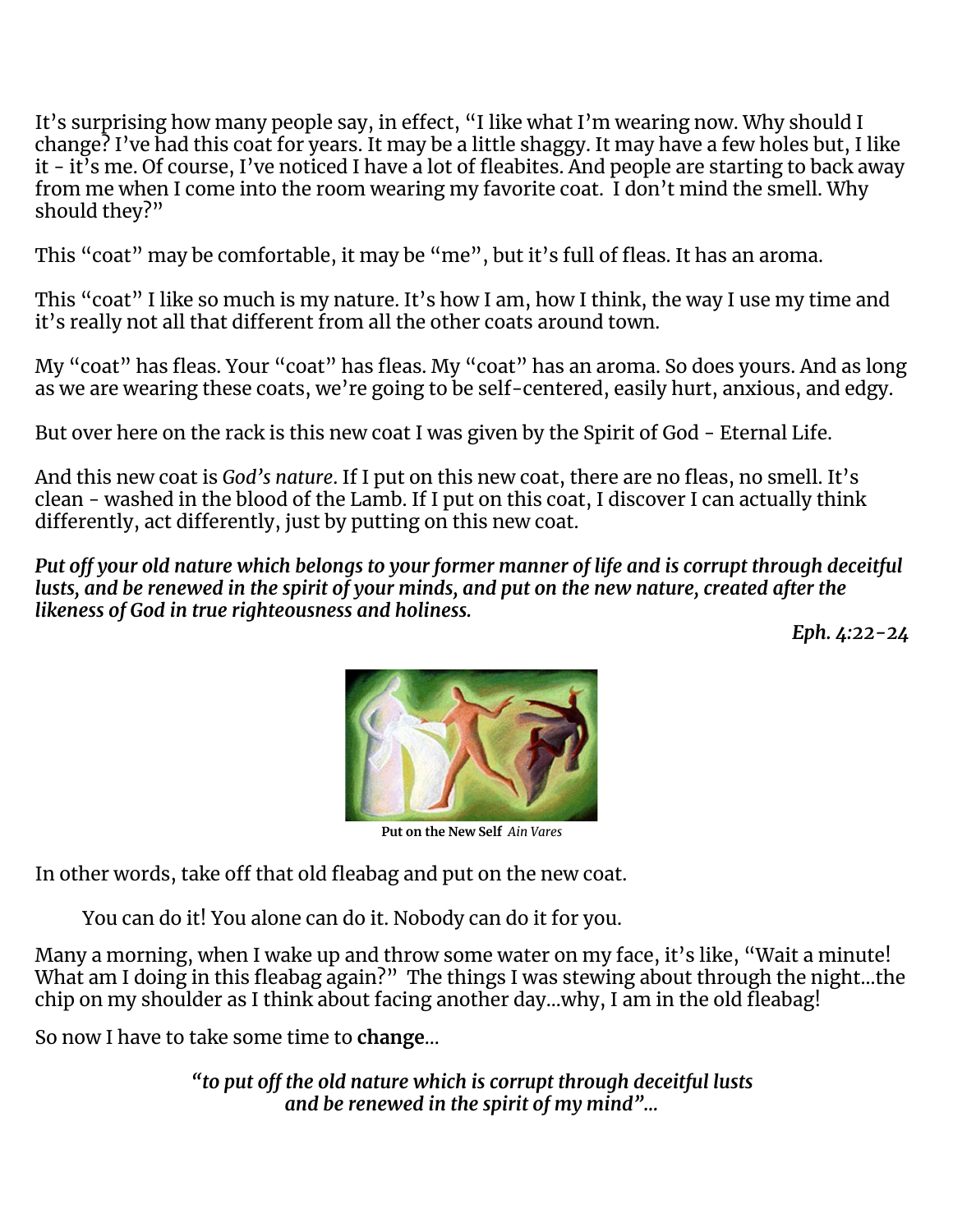It's surprising how many people say, in effect, "I like what I'm wearing now. Why should I change? I've had this coat for years. It may be a little shaggy. It may have a few holes but, I like it - it's me. Of course, I've noticed I have a lot of fleabites. And people are starting to back away from me when I come into the room wearing my favorite coat. I don't mind the smell. Why should they?"

This "coat" may be comfortable, it may be "me", but it's full of fleas. It has an aroma.

This "coat" I like so much is my nature. It's how I am, how I think, the way I use my time and it's really not all that different from all the other coats around town.

My "coat" has fleas. Your "coat" has fleas. My "coat" has an aroma. So does yours. And as long as we are wearing these coats, we're going to be self-centered, easily hurt, anxious, and edgy.

But over here on the rack is this new coat I was given by the Spirit of God - Eternal Life.

And this new coat is *God's nature*. If I put on this new coat, there are no fleas, no smell. It's clean - washed in the blood of the Lamb. If I put on this coat, I discover I can actually think differently, act differently, just by putting on this new coat.

***Put off your old nature which belongs to your former manner of life and is corrupt through deceitful lusts, and be renewed in the spirit of your minds, and put on the new nature, created after the likeness of God in true righteousness and holiness.***

***Eph. 4:22-24***

**Put on the New Self** *Ain Vares*

In other words, take off that old fleabag and put on the new coat.

You can do it! You alone can do it. Nobody can do it for you.

Many a morning, when I wake up and throw some water on my face, it's like, "Wait a minute! What am I doing in this fleabag again?" The things I was stewing about through the night...the chip on my shoulder as I think about facing another day...why, I am in the old fleabag!

So now I have to take some time to **change**...

***"to put off the old nature which is corrupt through deceitful lusts and be renewed in the spirit of my mind"...***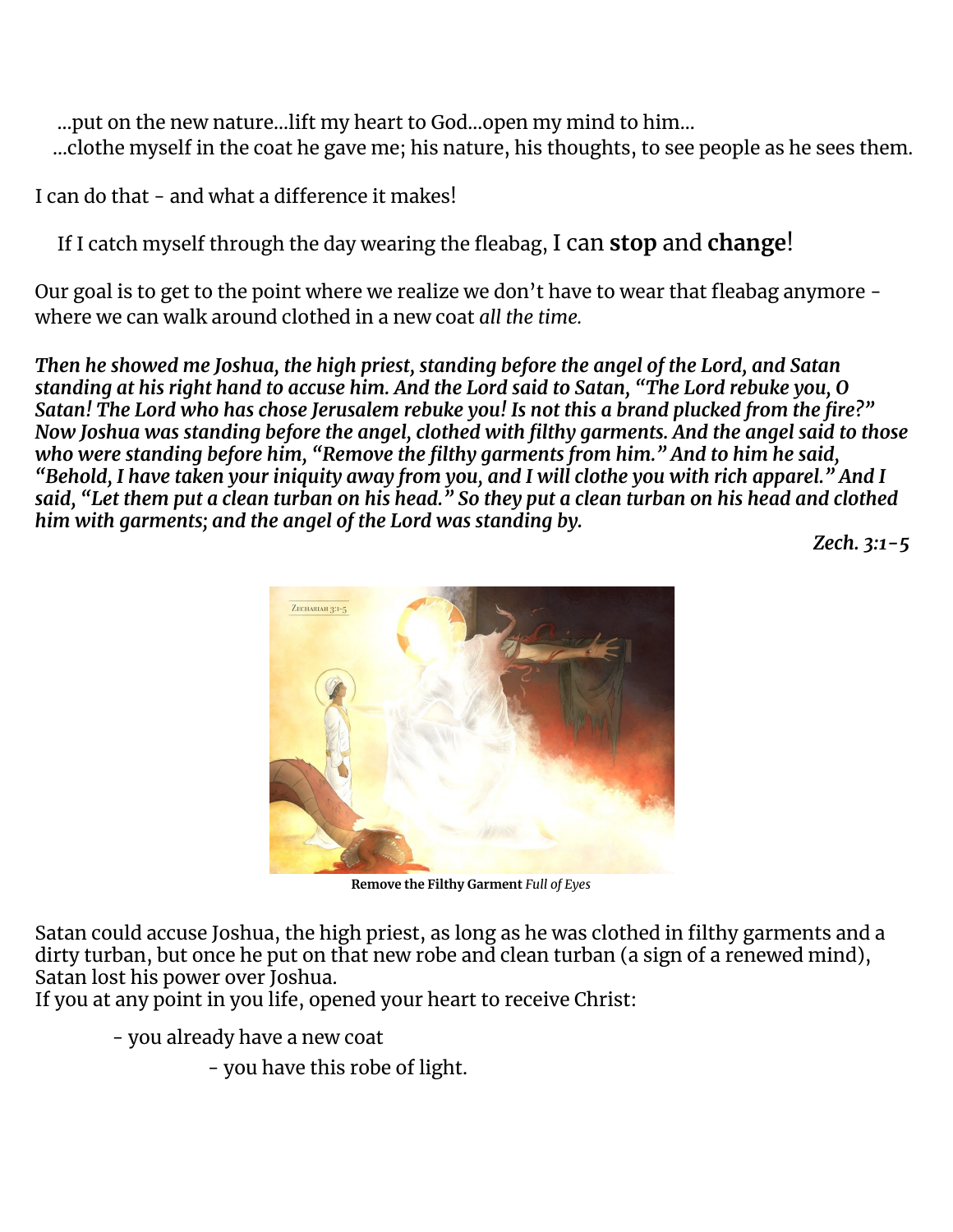…put on the new nature…lift my heart to God…open my mind to him…
…clothe myself in the coat he gave me; his nature, his thoughts, to see people as he sees them.

I can do that - and what a difference it makes!

If I catch myself through the day wearing the fleabag, I can **stop** and **change**!

Our goal is to get to the point where we realize we don't have to wear that fleabag anymore - where we can walk around clothed in a new coat *all the time.*

***Then he showed me Joshua, the high priest, standing before the angel of the Lord, and Satan standing at his right hand to accuse him. And the Lord said to Satan, "The Lord rebuke you, O Satan! The Lord who has chose Jerusalem rebuke you! Is not this a brand plucked from the fire?" Now Joshua was standing before the angel, clothed with filthy garments. And the angel said to those who were standing before him, "Remove the filthy garments from him." And to him he said, "Behold, I have taken your iniquity away from you, and I will clothe you with rich apparel." And I said, "Let them put a clean turban on his head." So they put a clean turban on his head and clothed him with garments; and the angel of the Lord was standing by.***

***Zech. 3:1-5***

**Remove the Filthy Garment** *Full of Eyes*

Satan could accuse Joshua, the high priest, as long as he was clothed in filthy garments and a dirty turban, but once he put on that new robe and clean turban (a sign of a renewed mind), Satan lost his power over Joshua.
If you at any point in you life, opened your heart to receive Christ:

- you already have a new coat
    - you have this robe of light.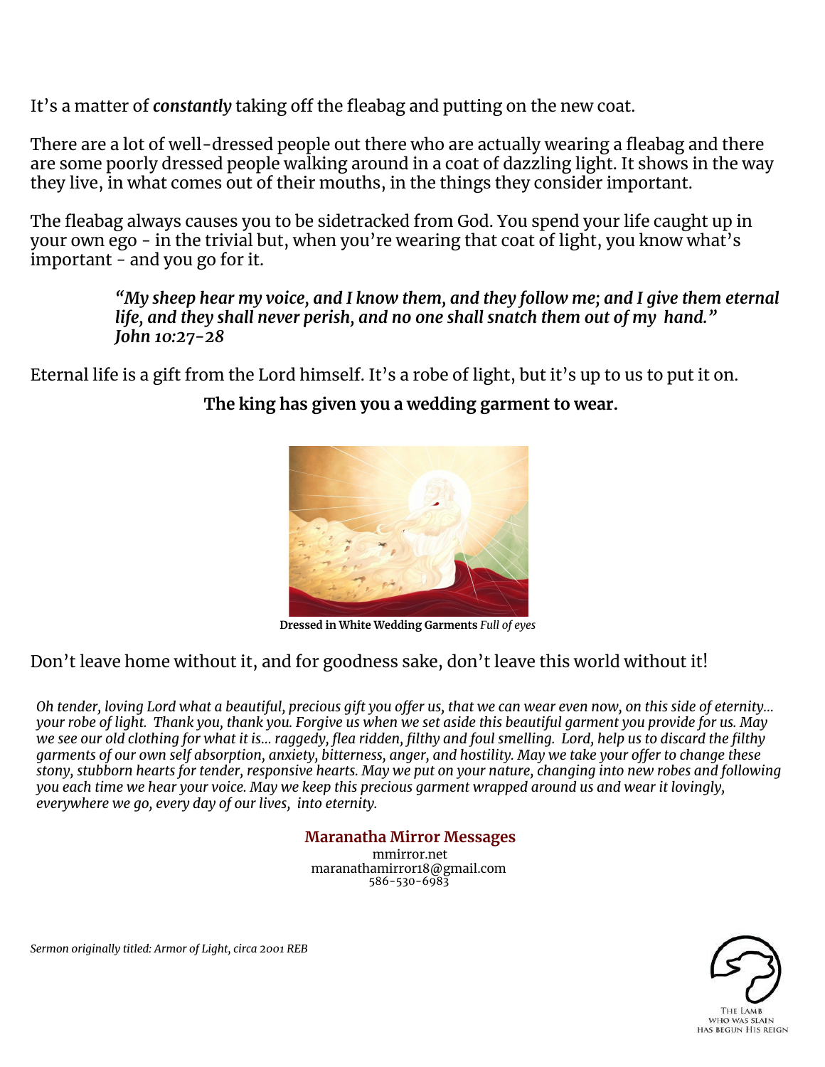It's a matter of ***constantly*** taking off the fleabag and putting on the new coat.

There are a lot of well-dressed people out there who are actually wearing a fleabag and there are some poorly dressed people walking around in a coat of dazzling light. It shows in the way they live, in what comes out of their mouths, in the things they consider important.

The fleabag always causes you to be sidetracked from God. You spend your life caught up in your own ego - in the trivial but, when you're wearing that coat of light, you know what's important - and you go for it.

> ***"My sheep hear my voice, and I know them, and they follow me; and I give them eternal life, and they shall never perish, and no one shall snatch them out of my hand." John 10:27-28***

Eternal life is a gift from the Lord himself. It's a robe of light, but it's up to us to put it on.

**The king has given you a wedding garment to wear.**

**Dressed in White Wedding Garments** *Full of eyes*

Don't leave home without it, and for goodness sake, don't leave this world without it!

*Oh tender, loving Lord what a beautiful, precious gift you offer us, that we can wear even now, on this side of eternity... your robe of light. Thank you, thank you. Forgive us when we set aside this beautiful garment you provide for us. May we see our old clothing for what it is... raggedy, flea ridden, filthy and foul smelling. Lord, help us to discard the filthy garments of our own self absorption, anxiety, bitterness, anger, and hostility. May we take your offer to change these stony, stubborn hearts for tender, responsive hearts. May we put on your nature, changing into new robes and following you each time we hear your voice. May we keep this precious garment wrapped around us and wear it lovingly, everywhere we go, every day of our lives, into eternity.*

**Maranatha Mirror Messages**
mmirror.net
maranathamirror18@gmail.com
586-530-6983

*Sermon originally titled: Armor of Light, circa 2001 REB*

THE LAMB WHO WAS SLAIN HAS BEGUN HIS REIGN